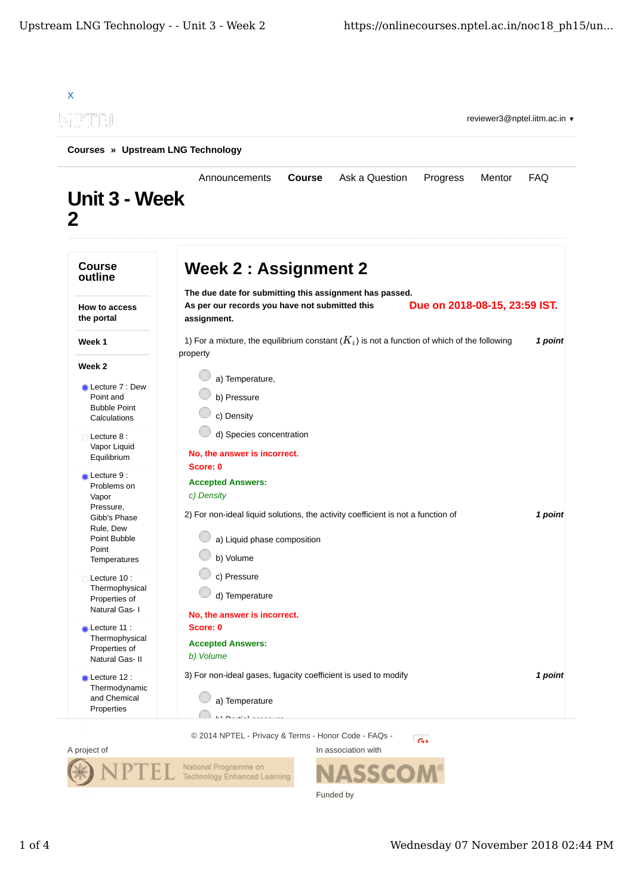X

reviewer3@nptel.iitm.ac.in ▾

**Courses** » **Upstream LNG Technology**

Announcements **Course** Ask a Question Progress Mentor FAQ

# Unit 3 - Week 2

## Course outline

**How to access the portal**

**Week 1**

**Week 2**

- Lecture 7 : Dew Point and Bubble Point Calculations
- Lecture 8 : Vapor Liquid Equilibrium
- Lecture 9 : Problems on Vapor Pressure, Gibb's Phase Rule, Dew Point Bubble Point Temperatures
- Lecture 10 : Thermophysical Properties of Natural Gas- I
- Lecture 11 : Thermophysical Properties of Natural Gas- II
- Lecture 12 : Thermodynamic and Chemical Properties

## Week 2 : Assignment 2

**The due date for submitting this assignment has passed.**
**As per our records you have not submitted this assignment.**

**Due on 2018-08-15, 23:59 IST.**

1) For a mixture, the equilibrium constant ($K_i$) is not a function of which of the following property *1 point*

- a) Temperature,
- b) Pressure
- c) Density
- d) Species concentration

**No, the answer is incorrect.**
**Score: 0**

**Accepted Answers:**
*c) Density*

2) For non-ideal liquid solutions, the activity coefficient is not a function of *1 point*

- a) Liquid phase composition
- b) Volume
- c) Pressure
- d) Temperature

**No, the answer is incorrect.**
**Score: 0**

**Accepted Answers:**
*b) Volume*

3) For non-ideal gases, fugacity coefficient is used to modify *1 point*

- a) Temperature
- b) Partial pressure

© 2014 NPTEL - Privacy & Terms - Honor Code - FAQs -

A project of NPTEL National Programme on Technology Enhanced Learning

In association with NASSCOM

Funded by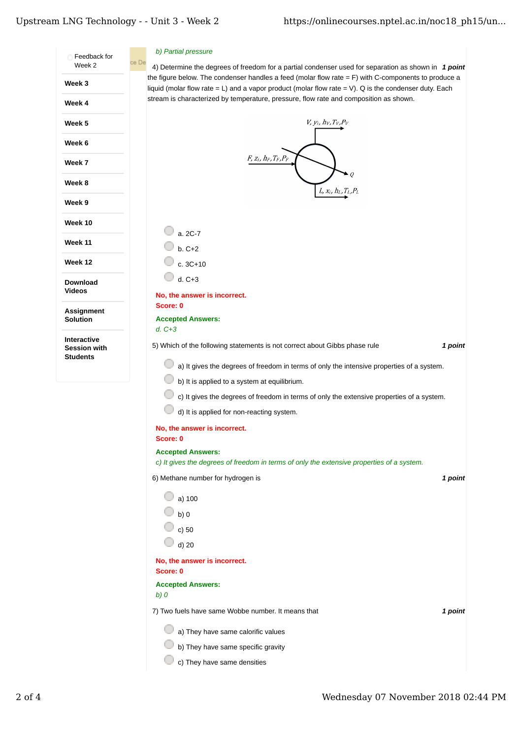*b) Partial pressure*

4) Determine the degrees of freedom for a partial condenser used for separation as shown in the figure below. The condenser handles a feed (molar flow rate = F) with C-components to produce a liquid (molar flow rate = L) and a vapor product (molar flow rate = V). Q is the condenser duty. Each stream is characterized by temperature, pressure, flow rate and composition as shown. ***1 point***

$V, y_i, h_V, T_V, P_V$

$F, z_i, h_F, T_F, P_F$

$Q$

$L, x_i, h_L, T_L, P_L$

- a. 2C-7
- b. C+2
- c. 3C+10
- d. C+3

**No, the answer is incorrect.**
**Score: 0**

**Accepted Answers:**
*d. C+3*

5) Which of the following statements is not correct about Gibbs phase rule ***1 point***

- a) It gives the degrees of freedom in terms of only the intensive properties of a system.
- b) It is applied to a system at equilibrium.
- c) It gives the degrees of freedom in terms of only the extensive properties of a system.
- d) It is applied for non-reacting system.

**No, the answer is incorrect.**
**Score: 0**

**Accepted Answers:**
*c) It gives the degrees of freedom in terms of only the extensive properties of a system.*

6) Methane number for hydrogen is ***1 point***

- a) 100
- b) 0
- c) 50
- d) 20

**No, the answer is incorrect.**
**Score: 0**

**Accepted Answers:**
*b) 0*

7) Two fuels have same Wobbe number. It means that ***1 point***

- a) They have same calorific values
- b) They have same specific gravity
- c) They have same densities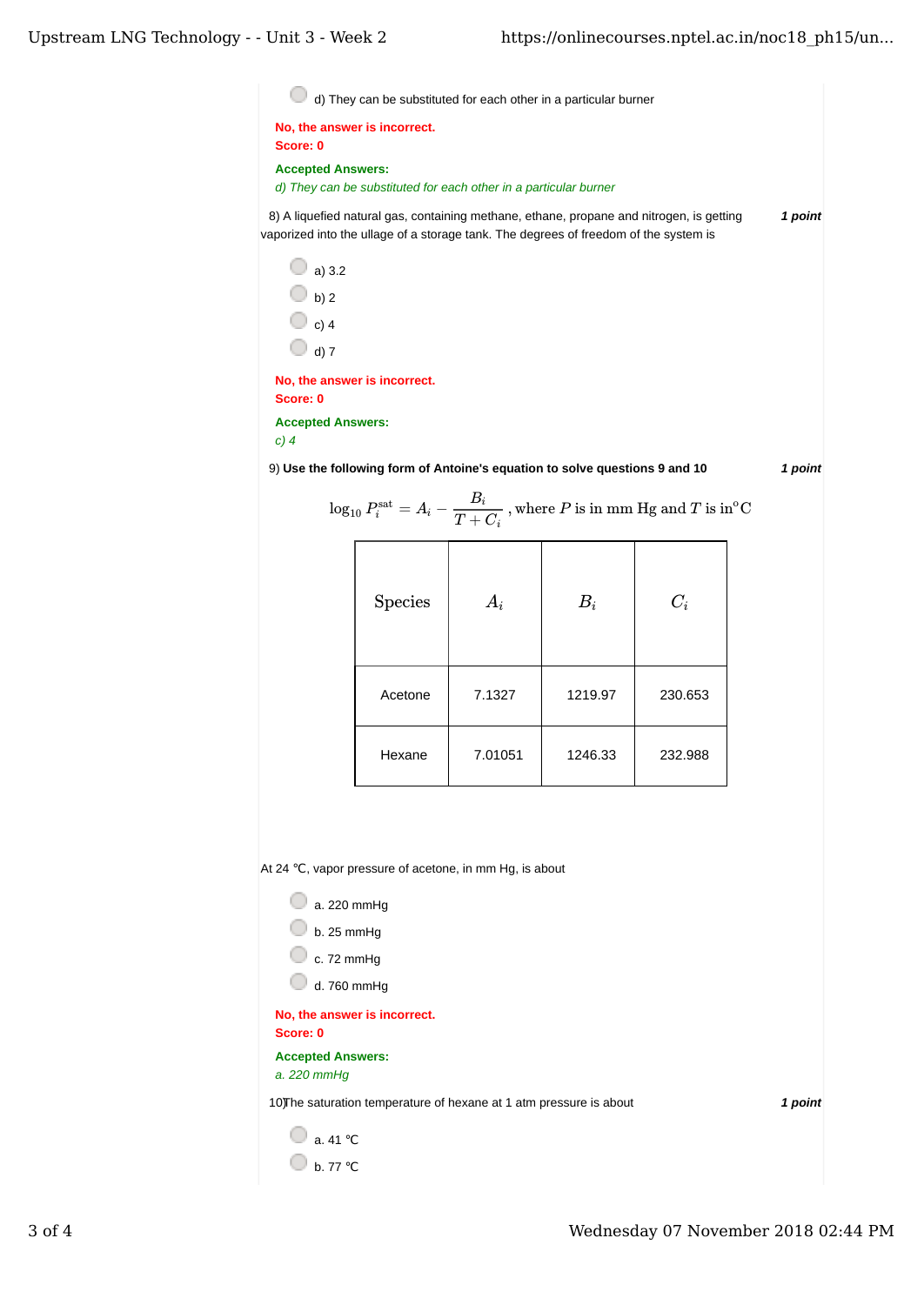d) They can be substituted for each other in a particular burner

**No, the answer is incorrect.**
**Score: 0**

**Accepted Answers:**
*d) They can be substituted for each other in a particular burner*

8) A liquefied natural gas, containing methane, ethane, propane and nitrogen, is getting vaporized into the ullage of a storage tank. The degrees of freedom of the system is *1 point*

- a) 3.2
- b) 2
- c) 4
- d) 7

**No, the answer is incorrect.**
**Score: 0**

**Accepted Answers:**
*c) 4*

9) **Use the following form of Antoine's equation to solve questions 9 and 10** *1 point*

$$\log_{10} P_i^{\text{sat}} = A_i - \frac{B_i}{T + C_i} \text{, where } P \text{ is in mm Hg and } T \text{ is in}^{\circ}\text{C}$$

| Species | $A_i$ | $B_i$ | $C_i$ |
|---|---|---|---|
| Acetone | 7.1327 | 1219.97 | 230.653 |
| Hexane | 7.01051 | 1246.33 | 232.988 |

At 24 ℃, vapor pressure of acetone, in mm Hg, is about

- a. 220 mmHg
- b. 25 mmHg
- c. 72 mmHg
- d. 760 mmHg

**No, the answer is incorrect.**
**Score: 0**

**Accepted Answers:**
*a. 220 mmHg*

10) The saturation temperature of hexane at 1 atm pressure is about *1 point*

- a. 41 ℃
- b. 77 ℃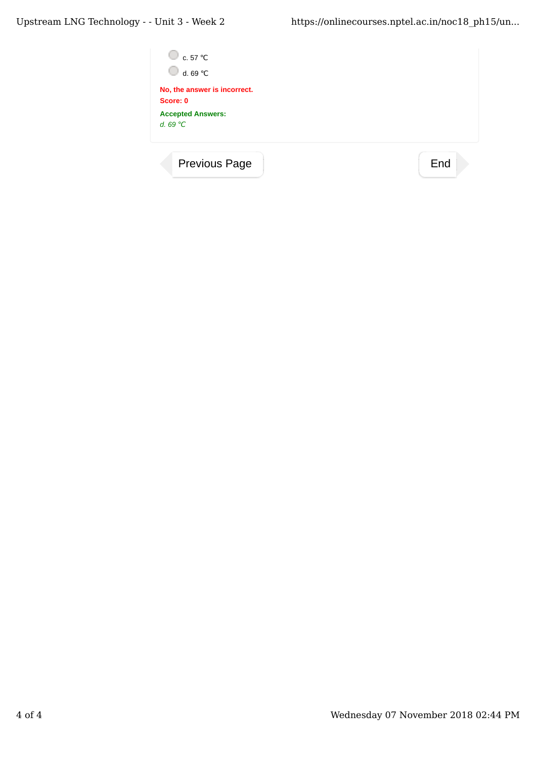- c. 57 °C
- d. 69 °C

**No, the answer is incorrect.**
**Score: 0**

**Accepted Answers:**
*d. 69 °C*

Previous Page

End